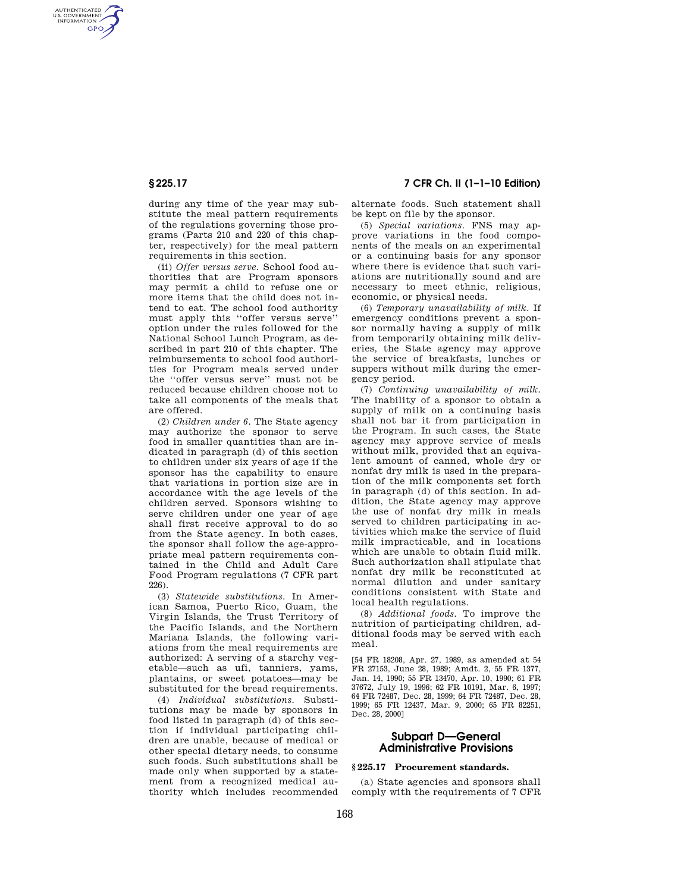during any time of the year may substitute the meal pattern requirements of the regulations governing those programs (Parts 210 and 220 of this chapter, respectively) for the meal pattern requirements in this section.

(ii) *Offer versus serve.* School food authorities that are Program sponsors may permit a child to refuse one or more items that the child does not intend to eat. The school food authority must apply this ''offer versus serve'' option under the rules followed for the National School Lunch Program, as described in part 210 of this chapter. The reimbursements to school food authorities for Program meals served under the ''offer versus serve'' must not be reduced because children choose not to take all components of the meals that are offered.

(2) *Children under 6.* The State agency may authorize the sponsor to serve food in smaller quantities than are indicated in paragraph (d) of this section to children under six years of age if the sponsor has the capability to ensure that variations in portion size are in accordance with the age levels of the children served. Sponsors wishing to serve children under one year of age shall first receive approval to do so from the State agency. In both cases, the sponsor shall follow the age-appropriate meal pattern requirements contained in the Child and Adult Care Food Program regulations (7 CFR part 226).

(3) *Statewide substitutions.* In American Samoa, Puerto Rico, Guam, the Virgin Islands, the Trust Territory of the Pacific Islands, and the Northern Mariana Islands, the following variations from the meal requirements are authorized: A serving of a starchy vegetable—such as ufi, tanniers, yams, plantains, or sweet potatoes—may be substituted for the bread requirements.

(4) *Individual substitutions.* Substitutions may be made by sponsors in food listed in paragraph (d) of this section if individual participating children are unable, because of medical or other special dietary needs, to consume such foods. Such substitutions shall be made only when supported by a statement from a recognized medical authority which includes recommended alternate foods. Such statement shall be kept on file by the sponsor.

(5) *Special variations.* FNS may approve variations in the food components of the meals on an experimental or a continuing basis for any sponsor where there is evidence that such variations are nutritionally sound and are necessary to meet ethnic, religious, economic, or physical needs.

(6) *Temporary unavailability of milk.* If emergency conditions prevent a sponsor normally having a supply of milk from temporarily obtaining milk deliveries, the State agency may approve the service of breakfasts, lunches or suppers without milk during the emergency period.

(7) *Continuing unavailability of milk.* The inability of a sponsor to obtain a supply of milk on a continuing basis shall not bar it from participation in the Program. In such cases, the State agency may approve service of meals without milk, provided that an equivalent amount of canned, whole dry or nonfat dry milk is used in the preparation of the milk components set forth in paragraph (d) of this section. In addition, the State agency may approve the use of nonfat dry milk in meals served to children participating in activities which make the service of fluid milk impracticable, and in locations which are unable to obtain fluid milk. Such authorization shall stipulate that nonfat dry milk be reconstituted at normal dilution and under sanitary conditions consistent with State and local health regulations.

(8) *Additional foods.* To improve the nutrition of participating children, additional foods may be served with each meal.

[54 FR 18208, Apr. 27, 1989, as amended at 54 FR 27153, June 28, 1989; Amdt. 2, 55 FR 1377, Jan. 14, 1990; 55 FR 13470, Apr. 10, 1990; 61 FR 37672, July 19, 1996; 62 FR 10191, Mar. 6, 1997; 64 FR 72487, Dec. 28, 1999; 64 FR 72487, Dec. 28, 1999; 65 FR 12437, Mar. 9, 2000; 65 FR 82251, Dec. 28, 2000]

## Subpart D—General Administrative Provisions

### § 225.17 Procurement standards.

(a) State agencies and sponsors shall comply with the requirements of 7 CFR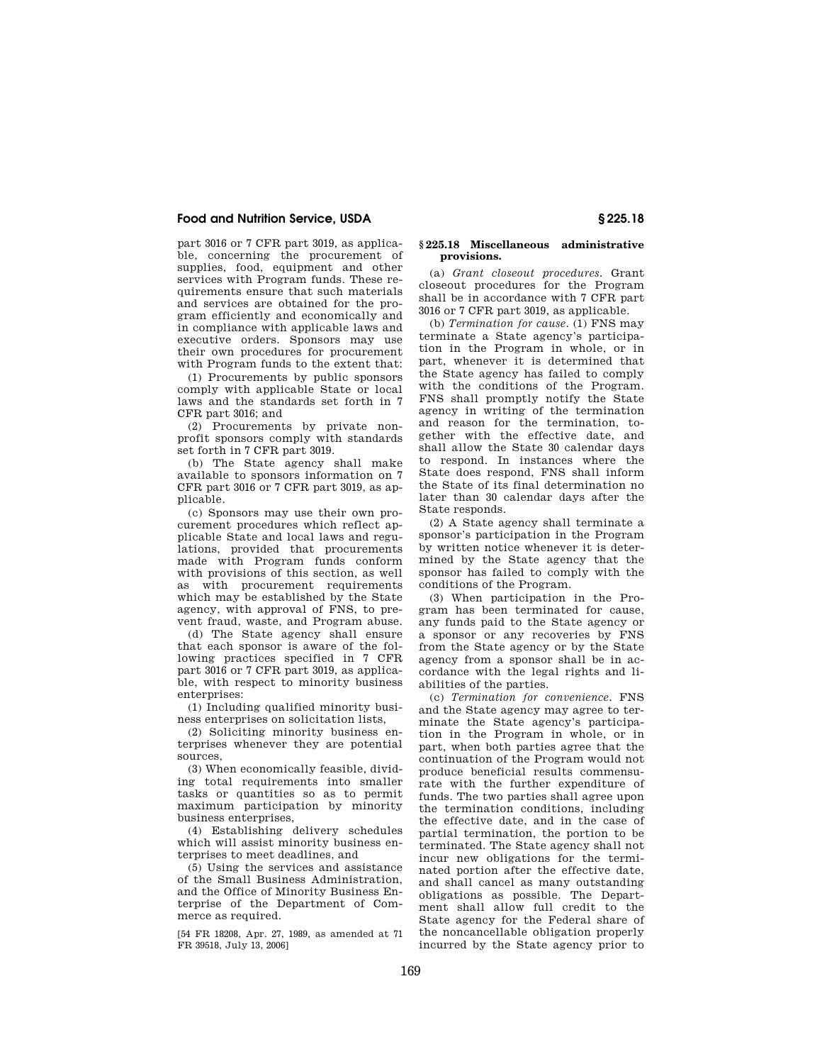part 3016 or 7 CFR part 3019, as applicable, concerning the procurement of supplies, food, equipment and other services with Program funds. These requirements ensure that such materials and services are obtained for the program efficiently and economically and in compliance with applicable laws and executive orders. Sponsors may use their own procedures for procurement with Program funds to the extent that:

(1) Procurements by public sponsors comply with applicable State or local laws and the standards set forth in 7 CFR part 3016; and

(2) Procurements by private nonprofit sponsors comply with standards set forth in 7 CFR part 3019.

(b) The State agency shall make available to sponsors information on 7 CFR part 3016 or 7 CFR part 3019, as applicable.

(c) Sponsors may use their own procurement procedures which reflect applicable State and local laws and regulations, provided that procurements made with Program funds conform with provisions of this section, as well as with procurement requirements which may be established by the State agency, with approval of FNS, to prevent fraud, waste, and Program abuse.

(d) The State agency shall ensure that each sponsor is aware of the following practices specified in 7 CFR part 3016 or 7 CFR part 3019, as applicable, with respect to minority business enterprises:

(1) Including qualified minority business enterprises on solicitation lists,

(2) Soliciting minority business enterprises whenever they are potential sources,

(3) When economically feasible, dividing total requirements into smaller tasks or quantities so as to permit maximum participation by minority business enterprises,

(4) Establishing delivery schedules which will assist minority business enterprises to meet deadlines, and

(5) Using the services and assistance of the Small Business Administration, and the Office of Minority Business Enterprise of the Department of Commerce as required.

[54 FR 18208, Apr. 27, 1989, as amended at 71 FR 39518, July 13, 2006]

## § 225.18 Miscellaneous administrative provisions.

(a) *Grant closeout procedures.* Grant closeout procedures for the Program shall be in accordance with 7 CFR part 3016 or 7 CFR part 3019, as applicable.

(b) *Termination for cause.* (1) FNS may terminate a State agency's participation in the Program in whole, or in part, whenever it is determined that the State agency has failed to comply with the conditions of the Program. FNS shall promptly notify the State agency in writing of the termination and reason for the termination, together with the effective date, and shall allow the State 30 calendar days to respond. In instances where the State does respond, FNS shall inform the State of its final determination no later than 30 calendar days after the State responds.

(2) A State agency shall terminate a sponsor's participation in the Program by written notice whenever it is determined by the State agency that the sponsor has failed to comply with the conditions of the Program.

(3) When participation in the Program has been terminated for cause, any funds paid to the State agency or a sponsor or any recoveries by FNS from the State agency or by the State agency from a sponsor shall be in accordance with the legal rights and liabilities of the parties.

(c) *Termination for convenience.* FNS and the State agency may agree to terminate the State agency's participation in the Program in whole, or in part, when both parties agree that the continuation of the Program would not produce beneficial results commensurate with the further expenditure of funds. The two parties shall agree upon the termination conditions, including the effective date, and in the case of partial termination, the portion to be terminated. The State agency shall not incur new obligations for the terminated portion after the effective date, and shall cancel as many outstanding obligations as possible. The Department shall allow full credit to the State agency for the Federal share of the noncancellable obligation properly incurred by the State agency prior to